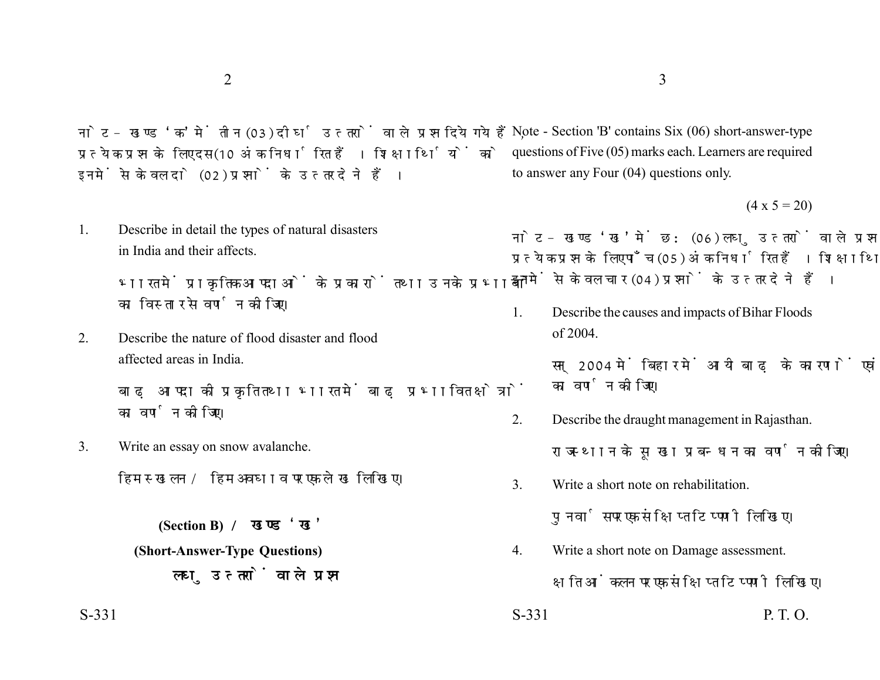नोट – खण्ड 'क' में तीन (03) दीर्घ उत्तरों वाले प्रश्न दिये गये हैं, प्रत्येक प्रश्न के लिए दस (10) अंक निर्धारित हैं। शिक्षार्थियों को इनमें से केवल दो (02) प्रश्नों के उत्तर देने हैं।

1. Describe in detail the types of natural disasters in India and their affects.

   भारत में प्राकृतिक आपदाओं के प्रकारों तथा उनके प्रभावों का विस्तार से वर्णन कीजिए।

2. Describe the nature of flood disaster and flood affected areas in India.

   बाढ़ आपदा की प्रकृति तथा भारत में बाढ़ प्रभावित क्षेत्रों का वर्णन कीजिए।

3. Write an essay on snow avalanche.

   हिमस्खलन / हिम अवधाव पर एक लेख लिखिए।

## (Section B) / खण्ड 'ख'

### (Short-Answer-Type Questions)

### लघु उत्तरों वाले प्रश्न

Note - Section 'B' contains Six (06) short-answer-type questions of Five (05) marks each. Learners are required to answer any Four (04) questions only.

(4 x 5 = 20)

नोट – खण्ड 'ख' में छः (06) लघु उत्तरों वाले प्रश्न दिये गये हैं, प्रत्येक प्रश्न के लिए पाँच (05) अंक निर्धारित हैं। शिक्षार्थियों को इनमें से केवल चार (04) प्रश्नों के उत्तर देने हैं।

1. Describe the causes and impacts of Bihar Floods of 2004.

   सन् 2004 में बिहार में आयी बाढ़ के कारणों एवं प्रभावों का वर्णन कीजिए।

2. Describe the draught management in Rajasthan.

   राजस्थान के सूखा प्रबन्धन का वर्णन कीजिए।

3. Write a short note on rehabilitation.

   पुनर्वास पर एक संक्षिप्त टिप्पणी लिखिए।

4. Write a short note on Damage assessment.

   क्षति आंकलन पर एक संक्षिप्त टिप्पणी लिखिए।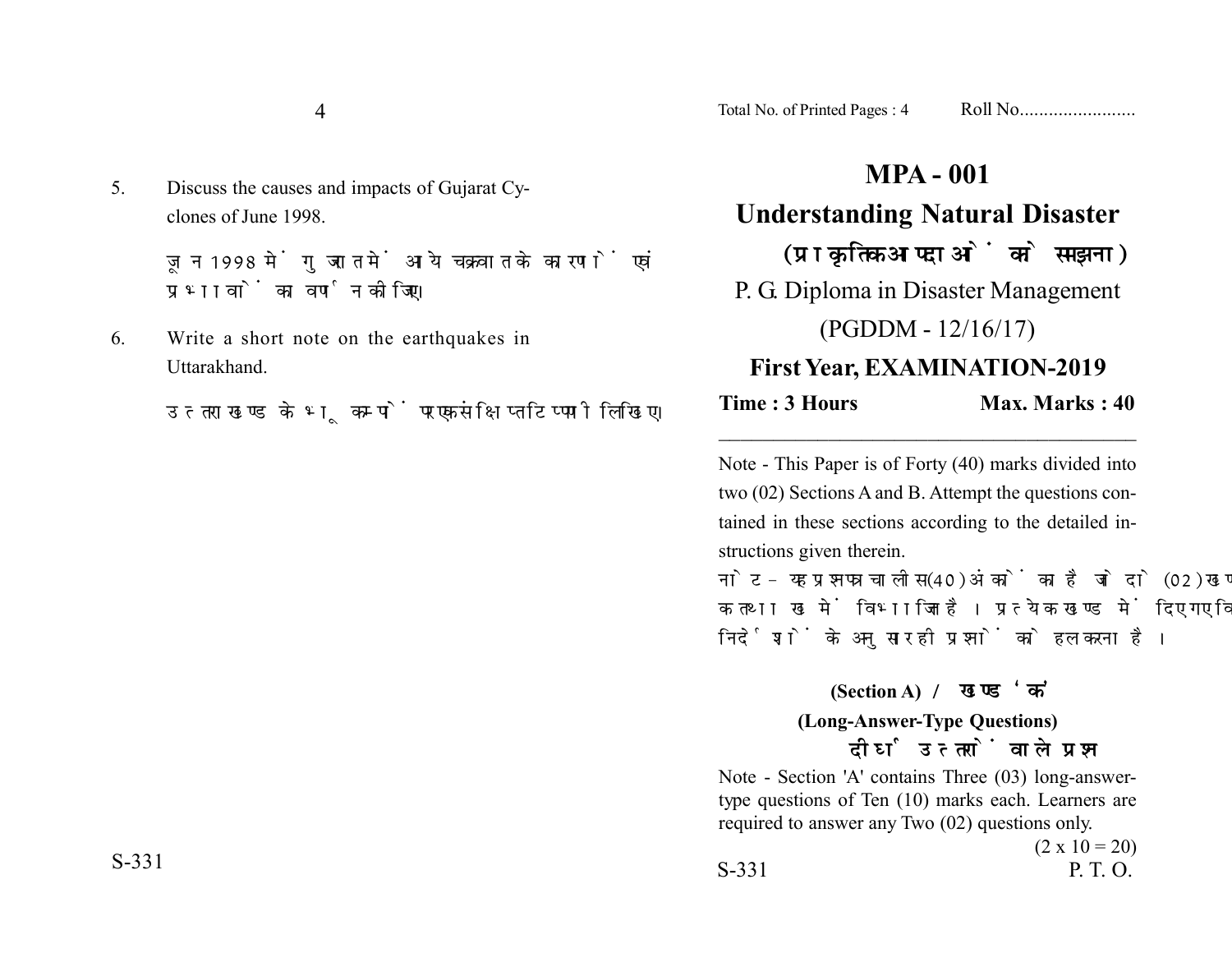5. Discuss the causes and impacts of Gujarat Cyclones of June 1998.

   जून 1998 में गुजरात में आये चक्रवात के कारणों एवं प्रभावों का वर्णन कीजिए।

6. Write a short note on the earthquakes in Uttarakhand.

   उत्तराखण्ड के भूकम्पों पर एक संक्षिप्त टिप्पणी लिखिए।

S-331

Total No. of Printed Pages : 4 Roll No.......................

# MPA - 001

## Understanding Natural Disaster

## (प्राकृतिक आपदाओं को समझना)

P. G. Diploma in Disaster Management

(PGDDM - 12/16/17)

**First Year, EXAMINATION-2019**

**Time : 3 Hours** **Max. Marks : 40**

---

Note - This Paper is of Forty (40) marks divided into two (02) Sections A and B. Attempt the questions contained in these sections according to the detailed instructions given therein.

नोट - यह प्रश्नपत्र चालीस (40) अंकों का है जो दो (02) खण्डों क तथा ख में विभाजित है। प्रत्येक खण्ड में दिए गए विस्तृत निर्देशों के अनुसार ही प्रश्नों को हल करना है।

### (Section A) / खण्ड 'क'

### (Long-Answer-Type Questions)

### दीर्घ उत्तरों वाले प्रश्न

Note - Section 'A' contains Three (03) long-answer-type questions of Ten (10) marks each. Learners are required to answer any Two (02) questions only.

(2 x 10 = 20)

S-331 P. T. O.